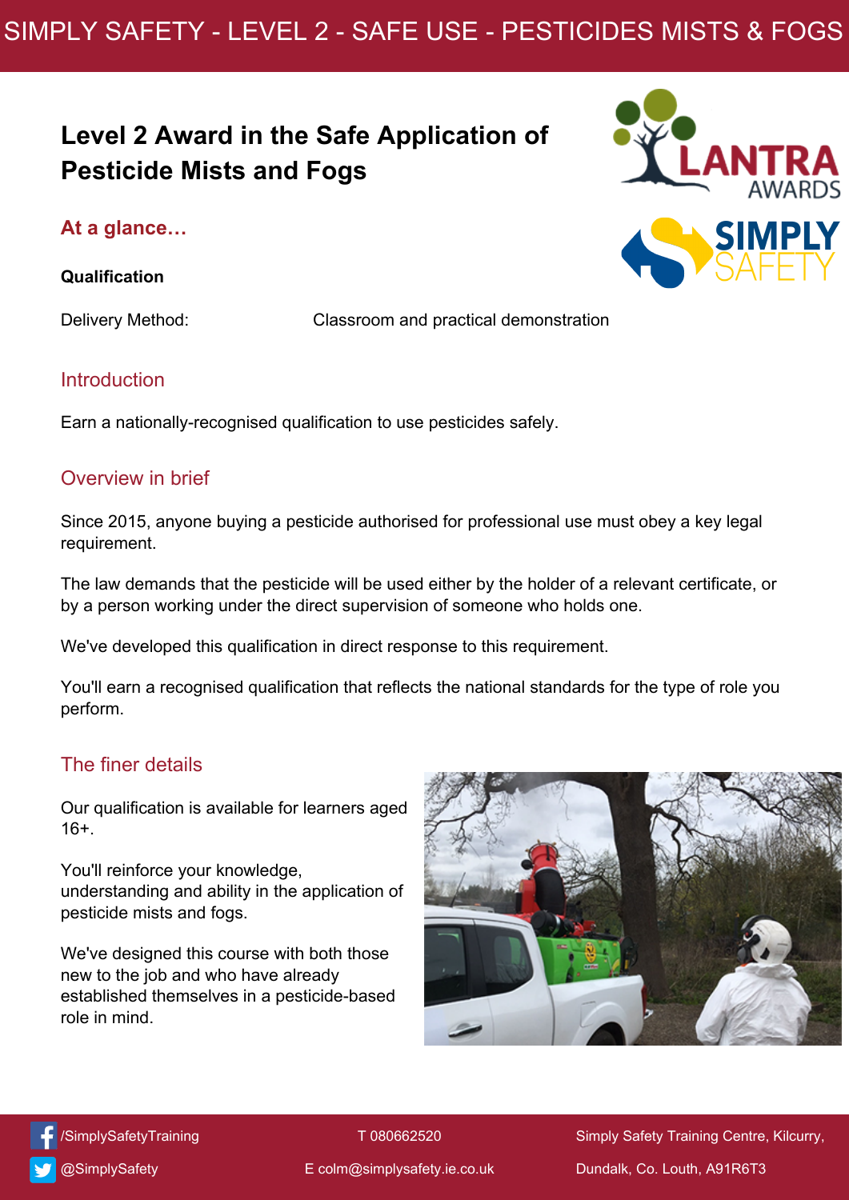# Level 2 Award in the Safe Application of Pesticide Mists and Fogs

## At a glance…

**Qualification**

Delivery Method: Classroom and practical demonstration

## Introduction

Earn a nationally-recognised qualification to use pesticides safely.

## Overview in brief

Since 2015, anyone buying a pesticide authorised for professional use must obey a key legal requirement.

The law demands that the pesticide will be used either by the holder of a relevant certificate, or by a person working under the direct supervision of someone who holds one.

We've developed this qualification in direct response to this requirement.

You'll earn a recognised qualification that reflects the national standards for the type of role you perform.

## The finer details

Our qualification is available for learners aged 16+.

You'll reinforce your knowledge, understanding and ability in the application of pesticide mists and fogs.

We've designed this course with both those new to the job and who have already established themselves in a pesticide-based role in mind.

/SimplySafetyTraining
@SimplySafety

T 080662520
E colm@simplysafety.ie.co.uk

Simply Safety Training Centre, Kilcurry, Dundalk, Co. Louth, A91R6T3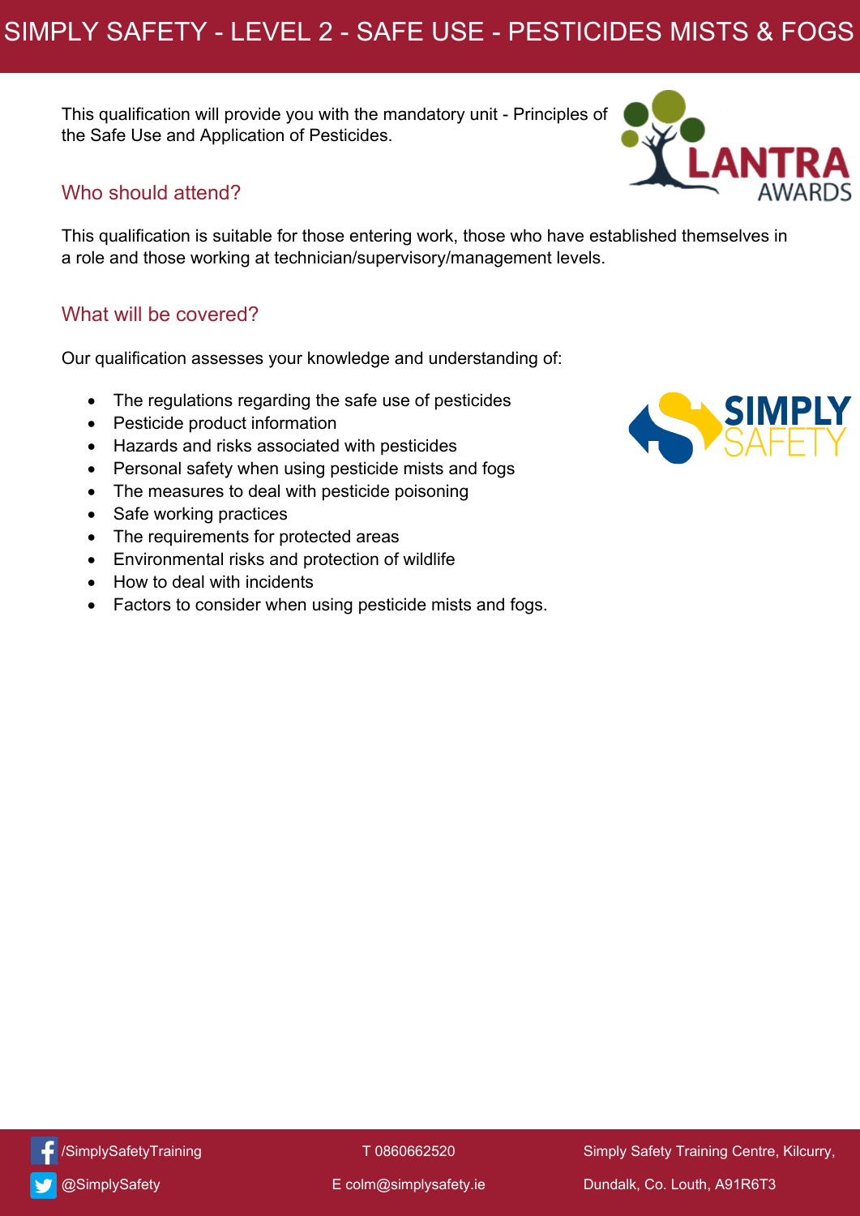# SIMPLY SAFETY - LEVEL 2 - SAFE USE - PESTICIDES MISTS & FOGS

This qualification will provide you with the mandatory unit - Principles of the Safe Use and Application of Pesticides.

## Who should attend?

This qualification is suitable for those entering work, those who have established themselves in a role and those working at technician/supervisory/management levels.

## What will be covered?

Our qualification assesses your knowledge and understanding of:

- The regulations regarding the safe use of pesticides
- Pesticide product information
- Hazards and risks associated with pesticides
- Personal safety when using pesticide mists and fogs
- The measures to deal with pesticide poisoning
- Safe working practices
- The requirements for protected areas
- Environmental risks and protection of wildlife
- How to deal with incidents
- Factors to consider when using pesticide mists and fogs.

/SimplySafetyTraining

@SimplySafety

T 0860662520

E colm@simplysafety.ie

Simply Safety Training Centre, Kilcurry, Dundalk, Co. Louth, A91R6T3